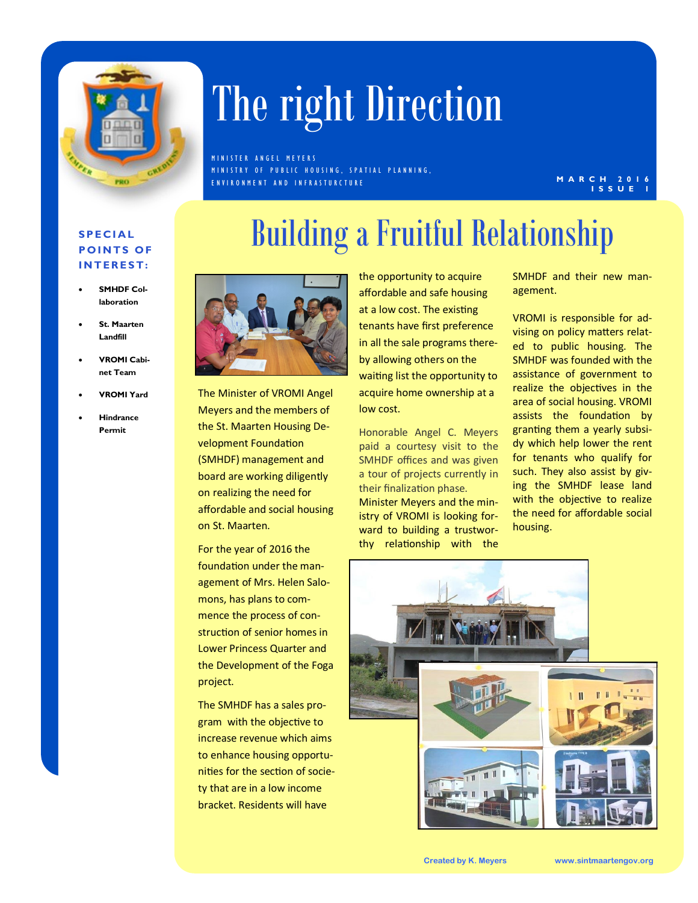# The right Direction

MINISTER ANGEL MEYERS
MINISTRY OF PUBLIC HOUSING, SPATIAL PLANNING, ENVIRONMENT AND INFRASTURCTURE

MARCH 2016
ISSUE I

**SPECIAL POINTS OF INTEREST:**

- **SMHDF Collaboration**
- **St. Maarten Landfill**
- **VROMI Cabinet Team**
- **VROMI Yard**
- **Hindrance Permit**

## Building a Fruitful Relationship

The Minister of VROMI Angel Meyers and the members of the St. Maarten Housing Development Foundation (SMHDF) management and board are working diligently on realizing the need for affordable and social housing on St. Maarten.

For the year of 2016 the foundation under the management of Mrs. Helen Salomons, has plans to commence the process of construction of senior homes in Lower Princess Quarter and the Development of the Foga project.

The SMHDF has a sales program with the objective to increase revenue which aims to enhance housing opportunities for the section of society that are in a low income bracket. Residents will have the opportunity to acquire affordable and safe housing at a low cost. The existing tenants have first preference in all the sale programs thereby allowing others on the waiting list the opportunity to acquire home ownership at a low cost.

Honorable Angel C. Meyers paid a courtesy visit to the SMHDF offices and was given a tour of projects currently in their finalization phase.

Minister Meyers and the ministry of VROMI is looking forward to building a trustworthy relationship with the SMHDF and their new management.

VROMI is responsible for advising on policy matters related to public housing. The SMHDF was founded with the assistance of government to realize the objectives in the area of social housing. VROMI assists the foundation by granting them a yearly subsidy which help lower the rent for tenants who qualify for such. They also assist by giving the SMHDF lease land with the objective to realize the need for affordable social housing.

Created by K. Meyers www.sintmaartengov.org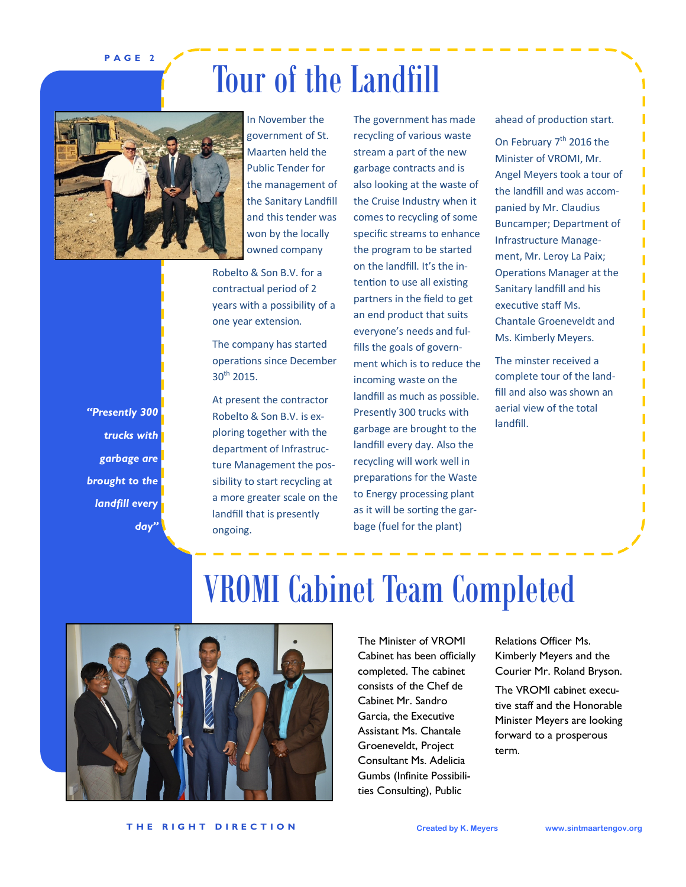# Tour of the Landfill

In November the government of St. Maarten held the Public Tender for the management of the Sanitary Landfill and this tender was won by the locally owned company Robelto & Son B.V. for a contractual period of 2 years with a possibility of a one year extension.

The company has started operations since December 30th 2015.

At present the contractor Robelto & Son B.V. is exploring together with the department of Infrastructure Management the possibility to start recycling at a more greater scale on the landfill that is presently ongoing.

The government has made recycling of various waste stream a part of the new garbage contracts and is also looking at the waste of the Cruise Industry when it comes to recycling of some specific streams to enhance the program to be started on the landfill. It's the intention to use all existing partners in the field to get an end product that suits everyone's needs and fulfills the goals of government which is to reduce the incoming waste on the landfill as much as possible. Presently 300 trucks with garbage are brought to the landfill every day. Also the recycling will work well in preparations for the Waste to Energy processing plant as it will be sorting the garbage (fuel for the plant) ahead of production start.

On February 7th 2016 the Minister of VROMI, Mr. Angel Meyers took a tour of the landfill and was accompanied by Mr. Claudius Buncamper; Department of Infrastructure Management, Mr. Leroy La Paix; Operations Manager at the Sanitary landfill and his executive staff Ms. Chantale Groeneveldt and Ms. Kimberly Meyers.

The minster received a complete tour of the landfill and also was shown an aerial view of the total landfill.

*"Presently 300 trucks with garbage are brought to the landfill every day"*

# VROMI Cabinet Team Completed

The Minister of VROMI Cabinet has been officially completed. The cabinet consists of the Chef de Cabinet Mr. Sandro Garcia, the Executive Assistant Ms. Chantale Groeneveldt, Project Consultant Ms. Adelicia Gumbs (Infinite Possibilities Consulting), Public Relations Officer Ms. Kimberly Meyers and the Courier Mr. Roland Bryson.

The VROMI cabinet executive staff and the Honorable Minister Meyers are looking forward to a prosperous term.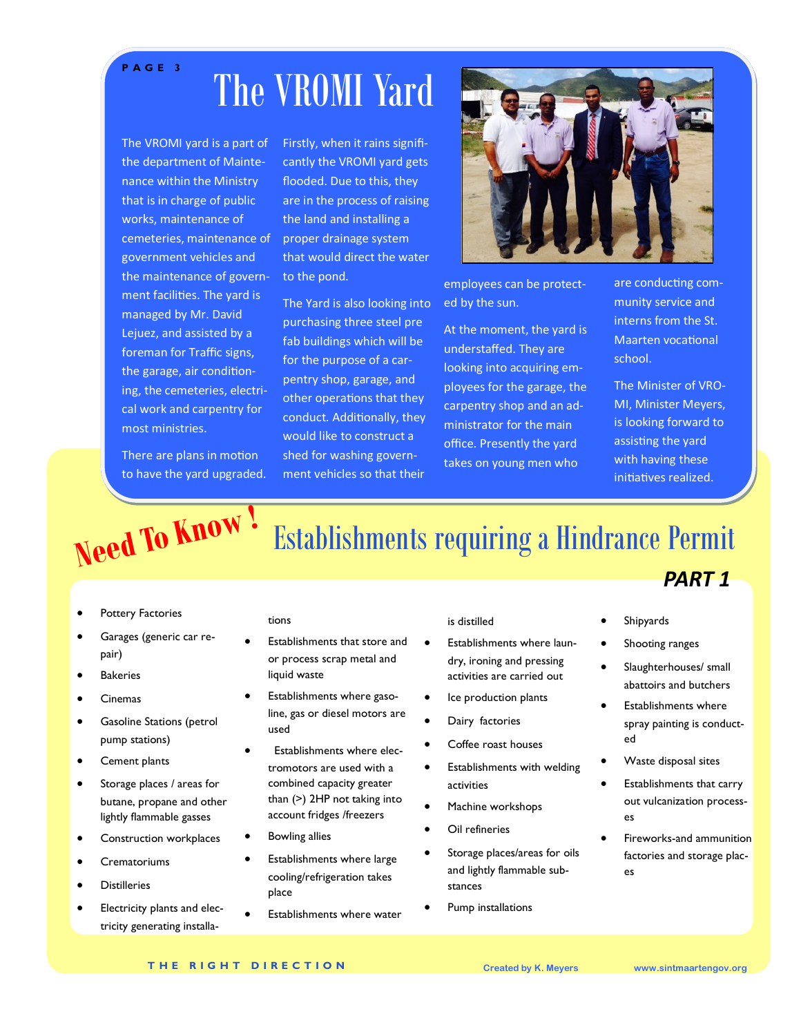# The VROMI Yard

The VROMI yard is a part of the department of Maintenance within the Ministry that is in charge of public works, maintenance of cemeteries, maintenance of government vehicles and the maintenance of government facilities. The yard is managed by Mr. David Lejuez, and assisted by a foreman for Traffic signs, the garage, air conditioning, the cemeteries, electrical work and carpentry for most ministries.

There are plans in motion to have the yard upgraded. Firstly, when it rains significantly the VROMI yard gets flooded. Due to this, they are in the process of raising the land and installing a proper drainage system that would direct the water to the pond.

The Yard is also looking into purchasing three steel pre fab buildings which will be for the purpose of a carpentry shop, garage, and other operations that they conduct. Additionally, they would like to construct a shed for washing government vehicles so that their employees can be protected by the sun.

At the moment, the yard is understaffed. They are looking into acquiring employees for the garage, the carpentry shop and an administrator for the main office. Presently the yard takes on young men who are conducting community service and interns from the St. Maarten vocational school.

The Minister of VROMI, Minister Meyers, is looking forward to assisting the yard with having these initiatives realized.

## Need To Know ! Establishments requiring a Hindrance Permit

**PART 1**

- Pottery Factories
- Garages (generic car repair)
- Bakeries
- Cinemas
- Gasoline Stations (petrol pump stations)
- Cement plants
- Storage places / areas for butane, propane and other lightly flammable gasses
- Construction workplaces
- Crematoriums
- Distilleries
- Electricity plants and electricity generating installations
- Establishments that store and or process scrap metal and liquid waste
- Establishments where gasoline, gas or diesel motors are used
- Establishments where electromotors are used with a combined capacity greater than (>) 2HP not taking into account fridges /freezers
- Bowling allies
- Establishments where large cooling/refrigeration takes place
- Establishments where water is distilled
- Establishments where laundry, ironing and pressing activities are carried out
- Ice production plants
- Dairy factories
- Coffee roast houses
- Establishments with welding activities
- Machine workshops
- Oil refineries
- Storage places/areas for oils and lightly flammable substances
- Pump installations
- Shipyards
- Shooting ranges
- Slaughterhouses/ small abattoirs and butchers
- Establishments where spray painting is conducted
- Waste disposal sites
- Establishments that carry out vulcanization processes
- Fireworks-and ammunition factories and storage places

THE RIGHT DIRECTION

Created by K. Meyers

www.sintmaartengov.org